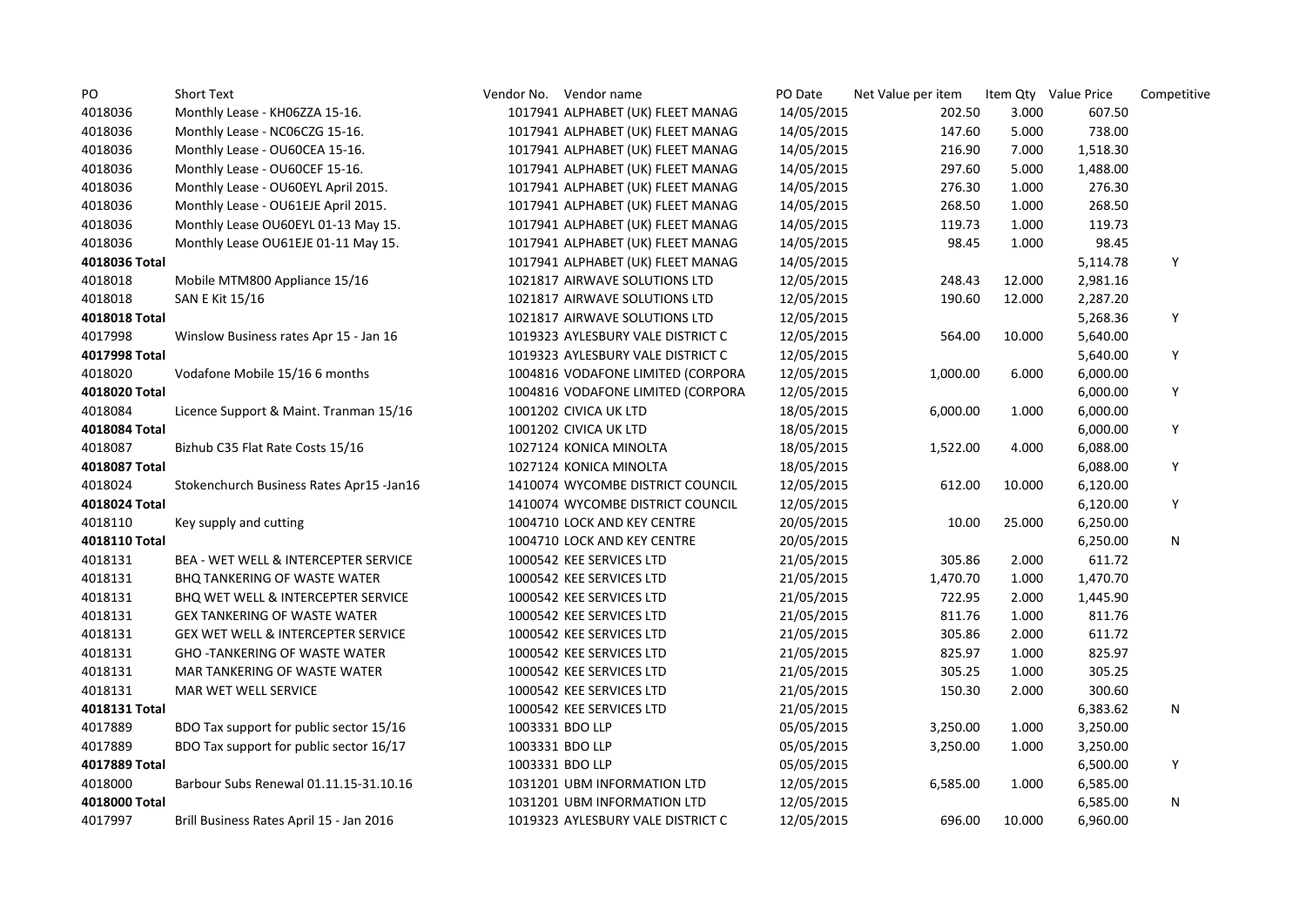| PO | Short Text | Vendor No. | Vendor name | PO Date | Net Value per item | Item Qty | Value Price | Competitive |
|---|---|---|---|---|---|---|---|---|
| 4018036 | Monthly Lease - KH06ZZA 15-16. | 1017941 | ALPHABET (UK) FLEET MANAG | 14/05/2015 | 202.50 | 3.000 | 607.50 | |
| 4018036 | Monthly Lease - NC06CZG 15-16. | 1017941 | ALPHABET (UK) FLEET MANAG | 14/05/2015 | 147.60 | 5.000 | 738.00 | |
| 4018036 | Monthly Lease - OU60CEA 15-16. | 1017941 | ALPHABET (UK) FLEET MANAG | 14/05/2015 | 216.90 | 7.000 | 1,518.30 | |
| 4018036 | Monthly Lease - OU60CEF 15-16. | 1017941 | ALPHABET (UK) FLEET MANAG | 14/05/2015 | 297.60 | 5.000 | 1,488.00 | |
| 4018036 | Monthly Lease - OU60EYL April 2015. | 1017941 | ALPHABET (UK) FLEET MANAG | 14/05/2015 | 276.30 | 1.000 | 276.30 | |
| 4018036 | Monthly Lease - OU61EJE April 2015. | 1017941 | ALPHABET (UK) FLEET MANAG | 14/05/2015 | 268.50 | 1.000 | 268.50 | |
| 4018036 | Monthly Lease OU60EYL 01-13 May 15. | 1017941 | ALPHABET (UK) FLEET MANAG | 14/05/2015 | 119.73 | 1.000 | 119.73 | |
| 4018036 | Monthly Lease OU61EJE 01-11 May 15. | 1017941 | ALPHABET (UK) FLEET MANAG | 14/05/2015 | 98.45 | 1.000 | 98.45 | |
| **4018036 Total** | | 1017941 | ALPHABET (UK) FLEET MANAG | 14/05/2015 | | | 5,114.78 | Y |
| 4018018 | Mobile MTM800 Appliance 15/16 | 1021817 | AIRWAVE SOLUTIONS LTD | 12/05/2015 | 248.43 | 12.000 | 2,981.16 | |
| 4018018 | SAN E Kit 15/16 | 1021817 | AIRWAVE SOLUTIONS LTD | 12/05/2015 | 190.60 | 12.000 | 2,287.20 | |
| **4018018 Total** | | 1021817 | AIRWAVE SOLUTIONS LTD | 12/05/2015 | | | 5,268.36 | Y |
| 4017998 | Winslow Business rates Apr 15 - Jan 16 | 1019323 | AYLESBURY VALE DISTRICT C | 12/05/2015 | 564.00 | 10.000 | 5,640.00 | |
| **4017998 Total** | | 1019323 | AYLESBURY VALE DISTRICT C | 12/05/2015 | | | 5,640.00 | Y |
| 4018020 | Vodafone Mobile 15/16 6 months | 1004816 | VODAFONE LIMITED (CORPORA | 12/05/2015 | 1,000.00 | 6.000 | 6,000.00 | |
| **4018020 Total** | | 1004816 | VODAFONE LIMITED (CORPORA | 12/05/2015 | | | 6,000.00 | Y |
| 4018084 | Licence Support & Maint. Tranman 15/16 | 1001202 | CIVICA UK LTD | 18/05/2015 | 6,000.00 | 1.000 | 6,000.00 | |
| **4018084 Total** | | 1001202 | CIVICA UK LTD | 18/05/2015 | | | 6,000.00 | Y |
| 4018087 | Bizhub C35 Flat Rate Costs 15/16 | 1027124 | KONICA MINOLTA | 18/05/2015 | 1,522.00 | 4.000 | 6,088.00 | |
| **4018087 Total** | | 1027124 | KONICA MINOLTA | 18/05/2015 | | | 6,088.00 | Y |
| 4018024 | Stokenchurch Business Rates Apr15 -Jan16 | 1410074 | WYCOMBE DISTRICT COUNCIL | 12/05/2015 | 612.00 | 10.000 | 6,120.00 | |
| **4018024 Total** | | 1410074 | WYCOMBE DISTRICT COUNCIL | 12/05/2015 | | | 6,120.00 | Y |
| 4018110 | Key supply and cutting | 1004710 | LOCK AND KEY CENTRE | 20/05/2015 | 10.00 | 25.000 | 6,250.00 | |
| **4018110 Total** | | 1004710 | LOCK AND KEY CENTRE | 20/05/2015 | | | 6,250.00 | N |
| 4018131 | BEA - WET WELL & INTERCEPTER SERVICE | 1000542 | KEE SERVICES LTD | 21/05/2015 | 305.86 | 2.000 | 611.72 | |
| 4018131 | BHQ TANKERING OF WASTE WATER | 1000542 | KEE SERVICES LTD | 21/05/2015 | 1,470.70 | 1.000 | 1,470.70 | |
| 4018131 | BHQ WET WELL & INTERCEPTER SERVICE | 1000542 | KEE SERVICES LTD | 21/05/2015 | 722.95 | 2.000 | 1,445.90 | |
| 4018131 | GEX TANKERING OF WASTE WATER | 1000542 | KEE SERVICES LTD | 21/05/2015 | 811.76 | 1.000 | 811.76 | |
| 4018131 | GEX WET WELL & INTERCEPTER SERVICE | 1000542 | KEE SERVICES LTD | 21/05/2015 | 305.86 | 2.000 | 611.72 | |
| 4018131 | GHO -TANKERING OF WASTE WATER | 1000542 | KEE SERVICES LTD | 21/05/2015 | 825.97 | 1.000 | 825.97 | |
| 4018131 | MAR TANKERING OF WASTE WATER | 1000542 | KEE SERVICES LTD | 21/05/2015 | 305.25 | 1.000 | 305.25 | |
| 4018131 | MAR WET WELL SERVICE | 1000542 | KEE SERVICES LTD | 21/05/2015 | 150.30 | 2.000 | 300.60 | |
| **4018131 Total** | | 1000542 | KEE SERVICES LTD | 21/05/2015 | | | 6,383.62 | N |
| 4017889 | BDO Tax support for public sector 15/16 | 1003331 | BDO LLP | 05/05/2015 | 3,250.00 | 1.000 | 3,250.00 | |
| 4017889 | BDO Tax support for public sector 16/17 | 1003331 | BDO LLP | 05/05/2015 | 3,250.00 | 1.000 | 3,250.00 | |
| **4017889 Total** | | 1003331 | BDO LLP | 05/05/2015 | | | 6,500.00 | Y |
| 4018000 | Barbour Subs Renewal 01.11.15-31.10.16 | 1031201 | UBM INFORMATION LTD | 12/05/2015 | 6,585.00 | 1.000 | 6,585.00 | |
| **4018000 Total** | | 1031201 | UBM INFORMATION LTD | 12/05/2015 | | | 6,585.00 | N |
| 4017997 | Brill Business Rates April 15 - Jan 2016 | 1019323 | AYLESBURY VALE DISTRICT C | 12/05/2015 | 696.00 | 10.000 | 6,960.00 | |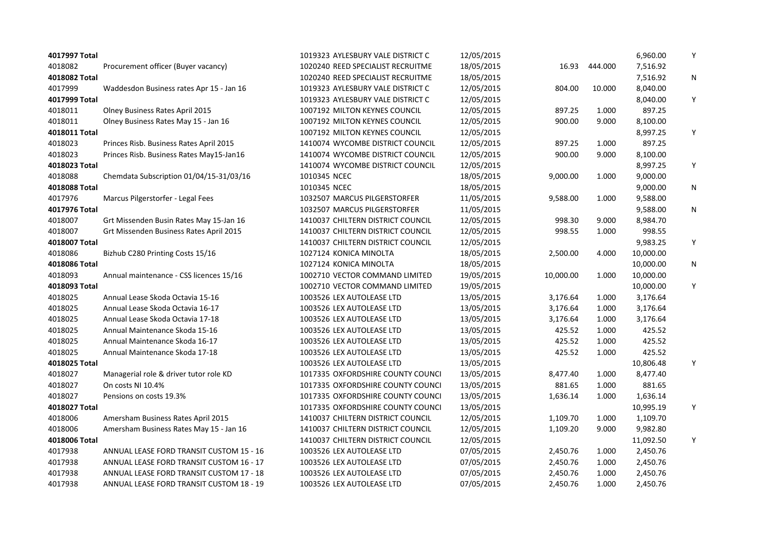| | | | | | | | |
|---|---|---|---|---|---|---|---|
| **4017997 Total** | | 1019323 AYLESBURY VALE DISTRICT C | 12/05/2015 | | | 6,960.00 | Y |
| 4018082 | Procurement officer (Buyer vacancy) | 1020240 REED SPECIALIST RECRUITME | 18/05/2015 | 16.93 | 444.000 | 7,516.92 | |
| **4018082 Total** | | 1020240 REED SPECIALIST RECRUITME | 18/05/2015 | | | 7,516.92 | N |
| 4017999 | Waddesdon Business rates Apr 15 - Jan 16 | 1019323 AYLESBURY VALE DISTRICT C | 12/05/2015 | 804.00 | 10.000 | 8,040.00 | |
| **4017999 Total** | | 1019323 AYLESBURY VALE DISTRICT C | 12/05/2015 | | | 8,040.00 | Y |
| 4018011 | Olney Business Rates April 2015 | 1007192 MILTON KEYNES COUNCIL | 12/05/2015 | 897.25 | 1.000 | 897.25 | |
| 4018011 | Olney Business Rates May 15 - Jan 16 | 1007192 MILTON KEYNES COUNCIL | 12/05/2015 | 900.00 | 9.000 | 8,100.00 | |
| **4018011 Total** | | 1007192 MILTON KEYNES COUNCIL | 12/05/2015 | | | 8,997.25 | Y |
| 4018023 | Princes Risb. Business Rates April 2015 | 1410074 WYCOMBE DISTRICT COUNCIL | 12/05/2015 | 897.25 | 1.000 | 897.25 | |
| 4018023 | Princes Risb. Business Rates May15-Jan16 | 1410074 WYCOMBE DISTRICT COUNCIL | 12/05/2015 | 900.00 | 9.000 | 8,100.00 | |
| **4018023 Total** | | 1410074 WYCOMBE DISTRICT COUNCIL | 12/05/2015 | | | 8,997.25 | Y |
| 4018088 | Chemdata Subscription 01/04/15-31/03/16 | 1010345 NCEC | 18/05/2015 | 9,000.00 | 1.000 | 9,000.00 | |
| **4018088 Total** | | 1010345 NCEC | 18/05/2015 | | | 9,000.00 | N |
| 4017976 | Marcus Pilgerstorfer - Legal Fees | 1032507 MARCUS PILGERSTORFER | 11/05/2015 | 9,588.00 | 1.000 | 9,588.00 | |
| **4017976 Total** | | 1032507 MARCUS PILGERSTORFER | 11/05/2015 | | | 9,588.00 | N |
| 4018007 | Grt Missenden Busin Rates May 15-Jan 16 | 1410037 CHILTERN DISTRICT COUNCIL | 12/05/2015 | 998.30 | 9.000 | 8,984.70 | |
| 4018007 | Grt Missenden Business Rates April 2015 | 1410037 CHILTERN DISTRICT COUNCIL | 12/05/2015 | 998.55 | 1.000 | 998.55 | |
| **4018007 Total** | | 1410037 CHILTERN DISTRICT COUNCIL | 12/05/2015 | | | 9,983.25 | Y |
| 4018086 | Bizhub C280 Printing Costs 15/16 | 1027124 KONICA MINOLTA | 18/05/2015 | 2,500.00 | 4.000 | 10,000.00 | |
| **4018086 Total** | | 1027124 KONICA MINOLTA | 18/05/2015 | | | 10,000.00 | N |
| 4018093 | Annual maintenance - CSS licences 15/16 | 1002710 VECTOR COMMAND LIMITED | 19/05/2015 | 10,000.00 | 1.000 | 10,000.00 | |
| **4018093 Total** | | 1002710 VECTOR COMMAND LIMITED | 19/05/2015 | | | 10,000.00 | Y |
| 4018025 | Annual Lease Skoda Octavia 15-16 | 1003526 LEX AUTOLEASE LTD | 13/05/2015 | 3,176.64 | 1.000 | 3,176.64 | |
| 4018025 | Annual Lease Skoda Octavia 16-17 | 1003526 LEX AUTOLEASE LTD | 13/05/2015 | 3,176.64 | 1.000 | 3,176.64 | |
| 4018025 | Annual Lease Skoda Octavia 17-18 | 1003526 LEX AUTOLEASE LTD | 13/05/2015 | 3,176.64 | 1.000 | 3,176.64 | |
| 4018025 | Annual Maintenance Skoda 15-16 | 1003526 LEX AUTOLEASE LTD | 13/05/2015 | 425.52 | 1.000 | 425.52 | |
| 4018025 | Annual Maintenance Skoda 16-17 | 1003526 LEX AUTOLEASE LTD | 13/05/2015 | 425.52 | 1.000 | 425.52 | |
| 4018025 | Annual Maintenance Skoda 17-18 | 1003526 LEX AUTOLEASE LTD | 13/05/2015 | 425.52 | 1.000 | 425.52 | |
| **4018025 Total** | | 1003526 LEX AUTOLEASE LTD | 13/05/2015 | | | 10,806.48 | Y |
| 4018027 | Managerial role & driver tutor role KD | 1017335 OXFORDSHIRE COUNTY COUNCI | 13/05/2015 | 8,477.40 | 1.000 | 8,477.40 | |
| 4018027 | On costs NI 10.4% | 1017335 OXFORDSHIRE COUNTY COUNCI | 13/05/2015 | 881.65 | 1.000 | 881.65 | |
| 4018027 | Pensions on costs 19.3% | 1017335 OXFORDSHIRE COUNTY COUNCI | 13/05/2015 | 1,636.14 | 1.000 | 1,636.14 | |
| **4018027 Total** | | 1017335 OXFORDSHIRE COUNTY COUNCI | 13/05/2015 | | | 10,995.19 | Y |
| 4018006 | Amersham Business Rates April 2015 | 1410037 CHILTERN DISTRICT COUNCIL | 12/05/2015 | 1,109.70 | 1.000 | 1,109.70 | |
| 4018006 | Amersham Business Rates May 15 - Jan 16 | 1410037 CHILTERN DISTRICT COUNCIL | 12/05/2015 | 1,109.20 | 9.000 | 9,982.80 | |
| **4018006 Total** | | 1410037 CHILTERN DISTRICT COUNCIL | 12/05/2015 | | | 11,092.50 | Y |
| 4017938 | ANNUAL LEASE FORD TRANSIT CUSTOM 15 - 16 | 1003526 LEX AUTOLEASE LTD | 07/05/2015 | 2,450.76 | 1.000 | 2,450.76 | |
| 4017938 | ANNUAL LEASE FORD TRANSIT CUSTOM 16 - 17 | 1003526 LEX AUTOLEASE LTD | 07/05/2015 | 2,450.76 | 1.000 | 2,450.76 | |
| 4017938 | ANNUAL LEASE FORD TRANSIT CUSTOM 17 - 18 | 1003526 LEX AUTOLEASE LTD | 07/05/2015 | 2,450.76 | 1.000 | 2,450.76 | |
| 4017938 | ANNUAL LEASE FORD TRANSIT CUSTOM 18 - 19 | 1003526 LEX AUTOLEASE LTD | 07/05/2015 | 2,450.76 | 1.000 | 2,450.76 | |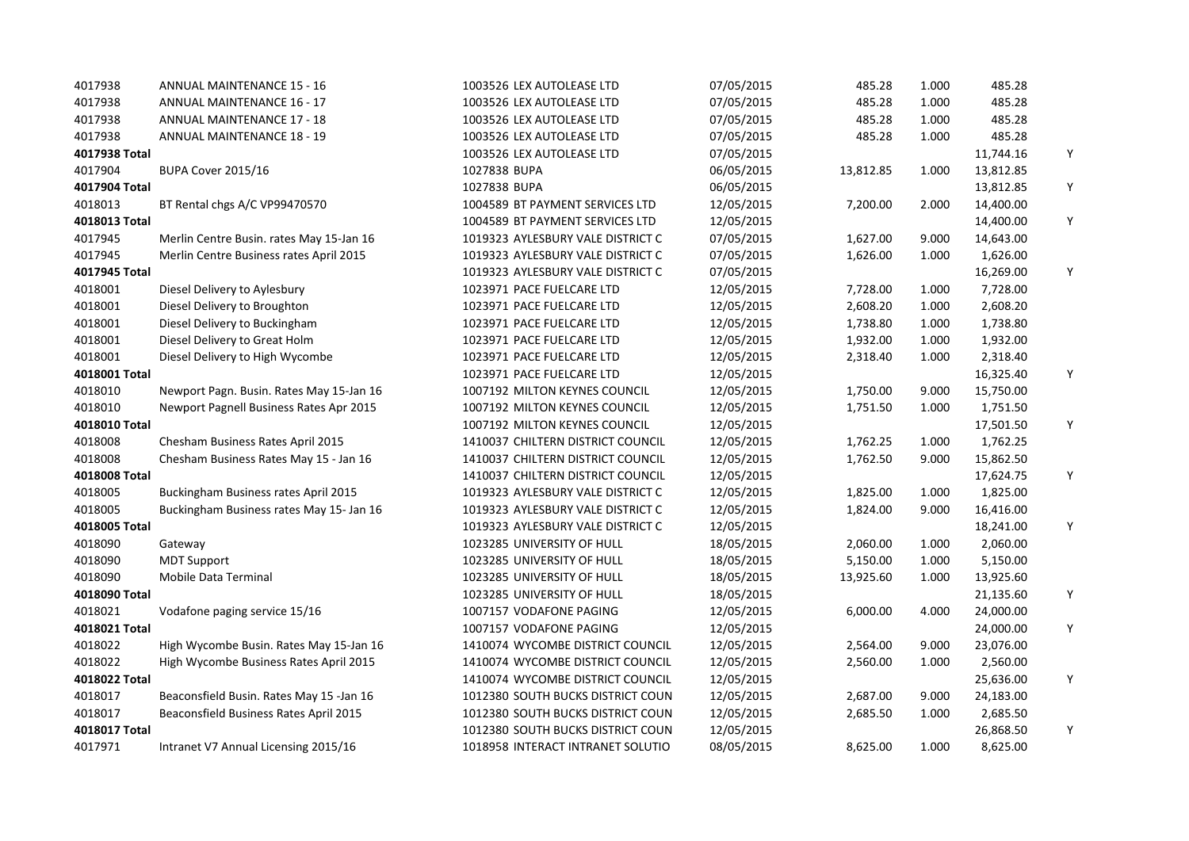| | | | | | | | |
|---|---|---|---|---|---|---|---|
| 4017938 | ANNUAL MAINTENANCE 15 - 16 | 1003526 LEX AUTOLEASE LTD | 07/05/2015 | 485.28 | 1.000 | 485.28 | |
| 4017938 | ANNUAL MAINTENANCE 16 - 17 | 1003526 LEX AUTOLEASE LTD | 07/05/2015 | 485.28 | 1.000 | 485.28 | |
| 4017938 | ANNUAL MAINTENANCE 17 - 18 | 1003526 LEX AUTOLEASE LTD | 07/05/2015 | 485.28 | 1.000 | 485.28 | |
| 4017938 | ANNUAL MAINTENANCE 18 - 19 | 1003526 LEX AUTOLEASE LTD | 07/05/2015 | 485.28 | 1.000 | 485.28 | |
| **4017938 Total** | | 1003526 LEX AUTOLEASE LTD | 07/05/2015 | | | 11,744.16 | Y |
| 4017904 | BUPA Cover 2015/16 | 1027838 BUPA | 06/05/2015 | 13,812.85 | 1.000 | 13,812.85 | |
| **4017904 Total** | | 1027838 BUPA | 06/05/2015 | | | 13,812.85 | Y |
| 4018013 | BT Rental chgs A/C VP99470570 | 1004589 BT PAYMENT SERVICES LTD | 12/05/2015 | 7,200.00 | 2.000 | 14,400.00 | |
| **4018013 Total** | | 1004589 BT PAYMENT SERVICES LTD | 12/05/2015 | | | 14,400.00 | Y |
| 4017945 | Merlin Centre Busin. rates May 15-Jan 16 | 1019323 AYLESBURY VALE DISTRICT C | 07/05/2015 | 1,627.00 | 9.000 | 14,643.00 | |
| 4017945 | Merlin Centre Business rates April 2015 | 1019323 AYLESBURY VALE DISTRICT C | 07/05/2015 | 1,626.00 | 1.000 | 1,626.00 | |
| **4017945 Total** | | 1019323 AYLESBURY VALE DISTRICT C | 07/05/2015 | | | 16,269.00 | Y |
| 4018001 | Diesel Delivery to Aylesbury | 1023971 PACE FUELCARE LTD | 12/05/2015 | 7,728.00 | 1.000 | 7,728.00 | |
| 4018001 | Diesel Delivery to Broughton | 1023971 PACE FUELCARE LTD | 12/05/2015 | 2,608.20 | 1.000 | 2,608.20 | |
| 4018001 | Diesel Delivery to Buckingham | 1023971 PACE FUELCARE LTD | 12/05/2015 | 1,738.80 | 1.000 | 1,738.80 | |
| 4018001 | Diesel Delivery to Great Holm | 1023971 PACE FUELCARE LTD | 12/05/2015 | 1,932.00 | 1.000 | 1,932.00 | |
| 4018001 | Diesel Delivery to High Wycombe | 1023971 PACE FUELCARE LTD | 12/05/2015 | 2,318.40 | 1.000 | 2,318.40 | |
| **4018001 Total** | | 1023971 PACE FUELCARE LTD | 12/05/2015 | | | 16,325.40 | Y |
| 4018010 | Newport Pagn. Busin. Rates May 15-Jan 16 | 1007192 MILTON KEYNES COUNCIL | 12/05/2015 | 1,750.00 | 9.000 | 15,750.00 | |
| 4018010 | Newport Pagnell Business Rates Apr 2015 | 1007192 MILTON KEYNES COUNCIL | 12/05/2015 | 1,751.50 | 1.000 | 1,751.50 | |
| **4018010 Total** | | 1007192 MILTON KEYNES COUNCIL | 12/05/2015 | | | 17,501.50 | Y |
| 4018008 | Chesham Business Rates April 2015 | 1410037 CHILTERN DISTRICT COUNCIL | 12/05/2015 | 1,762.25 | 1.000 | 1,762.25 | |
| 4018008 | Chesham Business Rates May 15 - Jan 16 | 1410037 CHILTERN DISTRICT COUNCIL | 12/05/2015 | 1,762.50 | 9.000 | 15,862.50 | |
| **4018008 Total** | | 1410037 CHILTERN DISTRICT COUNCIL | 12/05/2015 | | | 17,624.75 | Y |
| 4018005 | Buckingham Business rates April 2015 | 1019323 AYLESBURY VALE DISTRICT C | 12/05/2015 | 1,825.00 | 1.000 | 1,825.00 | |
| 4018005 | Buckingham Business rates May 15- Jan 16 | 1019323 AYLESBURY VALE DISTRICT C | 12/05/2015 | 1,824.00 | 9.000 | 16,416.00 | |
| **4018005 Total** | | 1019323 AYLESBURY VALE DISTRICT C | 12/05/2015 | | | 18,241.00 | Y |
| 4018090 | Gateway | 1023285 UNIVERSITY OF HULL | 18/05/2015 | 2,060.00 | 1.000 | 2,060.00 | |
| 4018090 | MDT Support | 1023285 UNIVERSITY OF HULL | 18/05/2015 | 5,150.00 | 1.000 | 5,150.00 | |
| 4018090 | Mobile Data Terminal | 1023285 UNIVERSITY OF HULL | 18/05/2015 | 13,925.60 | 1.000 | 13,925.60 | |
| **4018090 Total** | | 1023285 UNIVERSITY OF HULL | 18/05/2015 | | | 21,135.60 | Y |
| 4018021 | Vodafone paging service 15/16 | 1007157 VODAFONE PAGING | 12/05/2015 | 6,000.00 | 4.000 | 24,000.00 | |
| **4018021 Total** | | 1007157 VODAFONE PAGING | 12/05/2015 | | | 24,000.00 | Y |
| 4018022 | High Wycombe Busin. Rates May 15-Jan 16 | 1410074 WYCOMBE DISTRICT COUNCIL | 12/05/2015 | 2,564.00 | 9.000 | 23,076.00 | |
| 4018022 | High Wycombe Business Rates April 2015 | 1410074 WYCOMBE DISTRICT COUNCIL | 12/05/2015 | 2,560.00 | 1.000 | 2,560.00 | |
| **4018022 Total** | | 1410074 WYCOMBE DISTRICT COUNCIL | 12/05/2015 | | | 25,636.00 | Y |
| 4018017 | Beaconsfield Busin. Rates May 15 -Jan 16 | 1012380 SOUTH BUCKS DISTRICT COUN | 12/05/2015 | 2,687.00 | 9.000 | 24,183.00 | |
| 4018017 | Beaconsfield Business Rates April 2015 | 1012380 SOUTH BUCKS DISTRICT COUN | 12/05/2015 | 2,685.50 | 1.000 | 2,685.50 | |
| **4018017 Total** | | 1012380 SOUTH BUCKS DISTRICT COUN | 12/05/2015 | | | 26,868.50 | Y |
| 4017971 | Intranet V7 Annual Licensing 2015/16 | 1018958 INTERACT INTRANET SOLUTIO | 08/05/2015 | 8,625.00 | 1.000 | 8,625.00 | |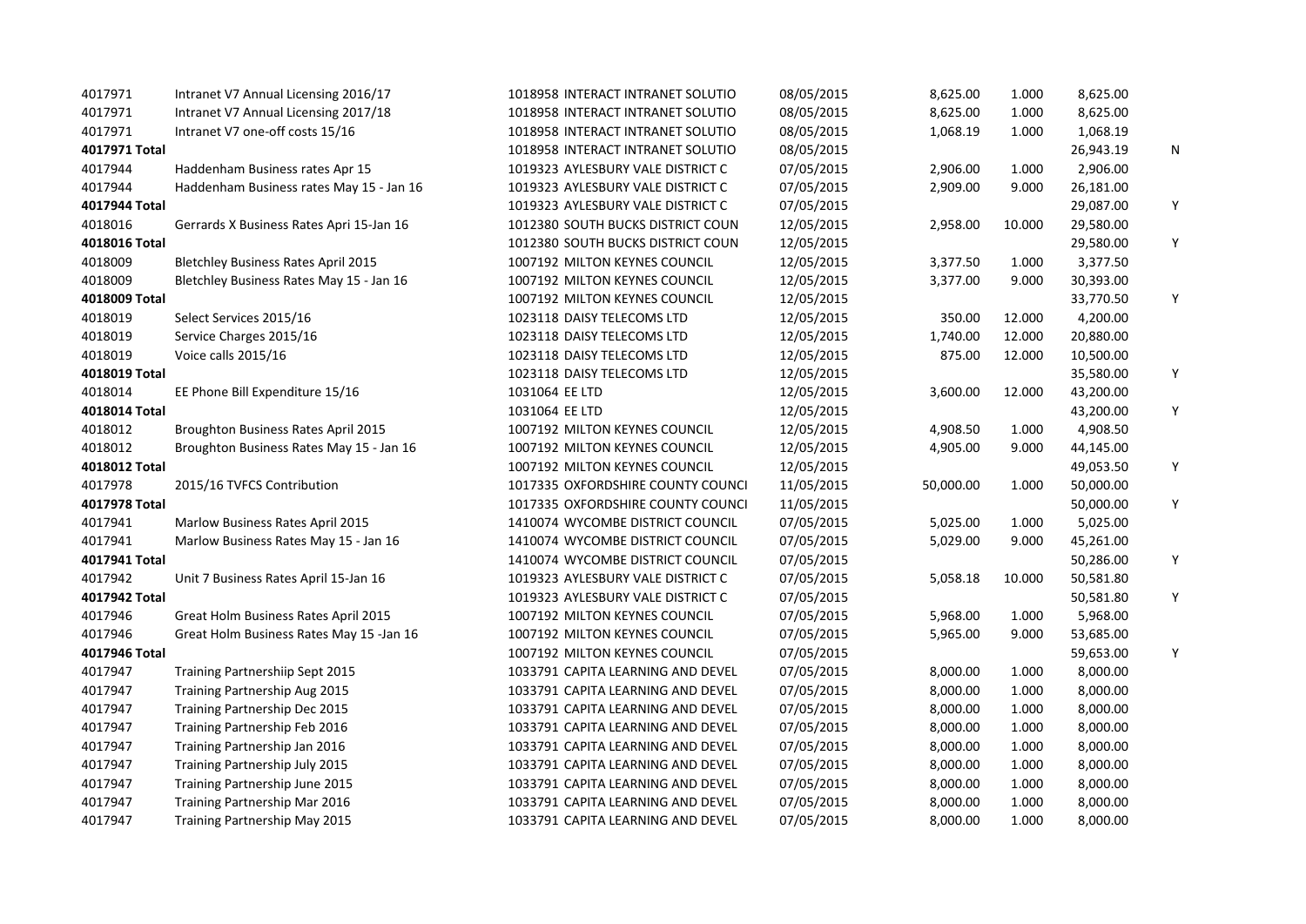| | | | | | | | |
|---|---|---|---|---|---|---|---|
| 4017971 | Intranet V7 Annual Licensing 2016/17 | 1018958 INTERACT INTRANET SOLUTIO | 08/05/2015 | 8,625.00 | 1.000 | 8,625.00 | |
| 4017971 | Intranet V7 Annual Licensing 2017/18 | 1018958 INTERACT INTRANET SOLUTIO | 08/05/2015 | 8,625.00 | 1.000 | 8,625.00 | |
| 4017971 | Intranet V7 one-off costs 15/16 | 1018958 INTERACT INTRANET SOLUTIO | 08/05/2015 | 1,068.19 | 1.000 | 1,068.19 | |
| **4017971 Total** | | 1018958 INTERACT INTRANET SOLUTIO | 08/05/2015 | | | 26,943.19 | N |
| 4017944 | Haddenham Business rates Apr 15 | 1019323 AYLESBURY VALE DISTRICT C | 07/05/2015 | 2,906.00 | 1.000 | 2,906.00 | |
| 4017944 | Haddenham Business rates May 15 - Jan 16 | 1019323 AYLESBURY VALE DISTRICT C | 07/05/2015 | 2,909.00 | 9.000 | 26,181.00 | |
| **4017944 Total** | | 1019323 AYLESBURY VALE DISTRICT C | 07/05/2015 | | | 29,087.00 | Y |
| 4018016 | Gerrards X Business Rates Apri 15-Jan 16 | 1012380 SOUTH BUCKS DISTRICT COUN | 12/05/2015 | 2,958.00 | 10.000 | 29,580.00 | |
| **4018016 Total** | | 1012380 SOUTH BUCKS DISTRICT COUN | 12/05/2015 | | | 29,580.00 | Y |
| 4018009 | Bletchley Business Rates April 2015 | 1007192 MILTON KEYNES COUNCIL | 12/05/2015 | 3,377.50 | 1.000 | 3,377.50 | |
| 4018009 | Bletchley Business Rates May 15 - Jan 16 | 1007192 MILTON KEYNES COUNCIL | 12/05/2015 | 3,377.00 | 9.000 | 30,393.00 | |
| **4018009 Total** | | 1007192 MILTON KEYNES COUNCIL | 12/05/2015 | | | 33,770.50 | Y |
| 4018019 | Select Services 2015/16 | 1023118 DAISY TELECOMS LTD | 12/05/2015 | 350.00 | 12.000 | 4,200.00 | |
| 4018019 | Service Charges 2015/16 | 1023118 DAISY TELECOMS LTD | 12/05/2015 | 1,740.00 | 12.000 | 20,880.00 | |
| 4018019 | Voice calls 2015/16 | 1023118 DAISY TELECOMS LTD | 12/05/2015 | 875.00 | 12.000 | 10,500.00 | |
| **4018019 Total** | | 1023118 DAISY TELECOMS LTD | 12/05/2015 | | | 35,580.00 | Y |
| 4018014 | EE Phone Bill Expenditure 15/16 | 1031064 EE LTD | 12/05/2015 | 3,600.00 | 12.000 | 43,200.00 | |
| **4018014 Total** | | 1031064 EE LTD | 12/05/2015 | | | 43,200.00 | Y |
| 4018012 | Broughton Business Rates April 2015 | 1007192 MILTON KEYNES COUNCIL | 12/05/2015 | 4,908.50 | 1.000 | 4,908.50 | |
| 4018012 | Broughton Business Rates May 15 - Jan 16 | 1007192 MILTON KEYNES COUNCIL | 12/05/2015 | 4,905.00 | 9.000 | 44,145.00 | |
| **4018012 Total** | | 1007192 MILTON KEYNES COUNCIL | 12/05/2015 | | | 49,053.50 | Y |
| 4017978 | 2015/16 TVFCS Contribution | 1017335 OXFORDSHIRE COUNTY COUNCI | 11/05/2015 | 50,000.00 | 1.000 | 50,000.00 | |
| **4017978 Total** | | 1017335 OXFORDSHIRE COUNTY COUNCI | 11/05/2015 | | | 50,000.00 | Y |
| 4017941 | Marlow Business Rates April 2015 | 1410074 WYCOMBE DISTRICT COUNCIL | 07/05/2015 | 5,025.00 | 1.000 | 5,025.00 | |
| 4017941 | Marlow Business Rates May 15 - Jan 16 | 1410074 WYCOMBE DISTRICT COUNCIL | 07/05/2015 | 5,029.00 | 9.000 | 45,261.00 | |
| **4017941 Total** | | 1410074 WYCOMBE DISTRICT COUNCIL | 07/05/2015 | | | 50,286.00 | Y |
| 4017942 | Unit 7 Business Rates April 15-Jan 16 | 1019323 AYLESBURY VALE DISTRICT C | 07/05/2015 | 5,058.18 | 10.000 | 50,581.80 | |
| **4017942 Total** | | 1019323 AYLESBURY VALE DISTRICT C | 07/05/2015 | | | 50,581.80 | Y |
| 4017946 | Great Holm Business Rates April 2015 | 1007192 MILTON KEYNES COUNCIL | 07/05/2015 | 5,968.00 | 1.000 | 5,968.00 | |
| 4017946 | Great Holm Business Rates May 15 -Jan 16 | 1007192 MILTON KEYNES COUNCIL | 07/05/2015 | 5,965.00 | 9.000 | 53,685.00 | |
| **4017946 Total** | | 1007192 MILTON KEYNES COUNCIL | 07/05/2015 | | | 59,653.00 | Y |
| 4017947 | Training Partnershiip Sept 2015 | 1033791 CAPITA LEARNING AND DEVEL | 07/05/2015 | 8,000.00 | 1.000 | 8,000.00 | |
| 4017947 | Training Partnership Aug 2015 | 1033791 CAPITA LEARNING AND DEVEL | 07/05/2015 | 8,000.00 | 1.000 | 8,000.00 | |
| 4017947 | Training Partnership Dec 2015 | 1033791 CAPITA LEARNING AND DEVEL | 07/05/2015 | 8,000.00 | 1.000 | 8,000.00 | |
| 4017947 | Training Partnership Feb 2016 | 1033791 CAPITA LEARNING AND DEVEL | 07/05/2015 | 8,000.00 | 1.000 | 8,000.00 | |
| 4017947 | Training Partnership Jan 2016 | 1033791 CAPITA LEARNING AND DEVEL | 07/05/2015 | 8,000.00 | 1.000 | 8,000.00 | |
| 4017947 | Training Partnership July 2015 | 1033791 CAPITA LEARNING AND DEVEL | 07/05/2015 | 8,000.00 | 1.000 | 8,000.00 | |
| 4017947 | Training Partnership June 2015 | 1033791 CAPITA LEARNING AND DEVEL | 07/05/2015 | 8,000.00 | 1.000 | 8,000.00 | |
| 4017947 | Training Partnership Mar 2016 | 1033791 CAPITA LEARNING AND DEVEL | 07/05/2015 | 8,000.00 | 1.000 | 8,000.00 | |
| 4017947 | Training Partnership May 2015 | 1033791 CAPITA LEARNING AND DEVEL | 07/05/2015 | 8,000.00 | 1.000 | 8,000.00 | |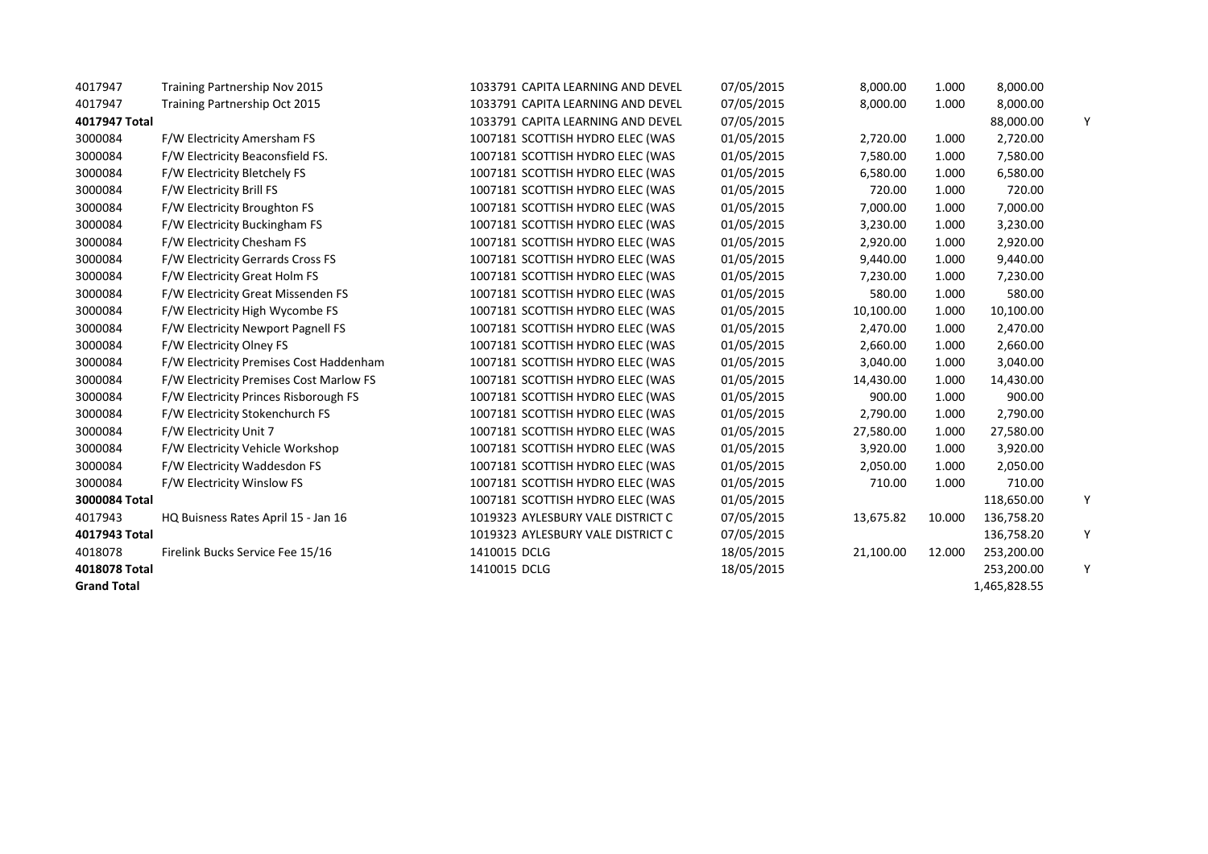| | | | | | | | |
|---|---|---|---|---|---|---|---|
| 4017947 | Training Partnership Nov 2015 | 1033791 CAPITA LEARNING AND DEVEL | 07/05/2015 | 8,000.00 | 1.000 | 8,000.00 | |
| 4017947 | Training Partnership Oct 2015 | 1033791 CAPITA LEARNING AND DEVEL | 07/05/2015 | 8,000.00 | 1.000 | 8,000.00 | |
| **4017947 Total** | | 1033791 CAPITA LEARNING AND DEVEL | 07/05/2015 | | | 88,000.00 | Y |
| 3000084 | F/W Electricity Amersham FS | 1007181 SCOTTISH HYDRO ELEC (WAS | 01/05/2015 | 2,720.00 | 1.000 | 2,720.00 | |
| 3000084 | F/W Electricity Beaconsfield FS. | 1007181 SCOTTISH HYDRO ELEC (WAS | 01/05/2015 | 7,580.00 | 1.000 | 7,580.00 | |
| 3000084 | F/W Electricity Bletchely FS | 1007181 SCOTTISH HYDRO ELEC (WAS | 01/05/2015 | 6,580.00 | 1.000 | 6,580.00 | |
| 3000084 | F/W Electricity Brill FS | 1007181 SCOTTISH HYDRO ELEC (WAS | 01/05/2015 | 720.00 | 1.000 | 720.00 | |
| 3000084 | F/W Electricity Broughton FS | 1007181 SCOTTISH HYDRO ELEC (WAS | 01/05/2015 | 7,000.00 | 1.000 | 7,000.00 | |
| 3000084 | F/W Electricity Buckingham FS | 1007181 SCOTTISH HYDRO ELEC (WAS | 01/05/2015 | 3,230.00 | 1.000 | 3,230.00 | |
| 3000084 | F/W Electricity Chesham FS | 1007181 SCOTTISH HYDRO ELEC (WAS | 01/05/2015 | 2,920.00 | 1.000 | 2,920.00 | |
| 3000084 | F/W Electricity Gerrards Cross FS | 1007181 SCOTTISH HYDRO ELEC (WAS | 01/05/2015 | 9,440.00 | 1.000 | 9,440.00 | |
| 3000084 | F/W Electricity Great Holm FS | 1007181 SCOTTISH HYDRO ELEC (WAS | 01/05/2015 | 7,230.00 | 1.000 | 7,230.00 | |
| 3000084 | F/W Electricity Great Missenden FS | 1007181 SCOTTISH HYDRO ELEC (WAS | 01/05/2015 | 580.00 | 1.000 | 580.00 | |
| 3000084 | F/W Electricity High Wycombe FS | 1007181 SCOTTISH HYDRO ELEC (WAS | 01/05/2015 | 10,100.00 | 1.000 | 10,100.00 | |
| 3000084 | F/W Electricity Newport Pagnell FS | 1007181 SCOTTISH HYDRO ELEC (WAS | 01/05/2015 | 2,470.00 | 1.000 | 2,470.00 | |
| 3000084 | F/W Electricity Olney FS | 1007181 SCOTTISH HYDRO ELEC (WAS | 01/05/2015 | 2,660.00 | 1.000 | 2,660.00 | |
| 3000084 | F/W Electricity Premises Cost Haddenham | 1007181 SCOTTISH HYDRO ELEC (WAS | 01/05/2015 | 3,040.00 | 1.000 | 3,040.00 | |
| 3000084 | F/W Electricity Premises Cost Marlow FS | 1007181 SCOTTISH HYDRO ELEC (WAS | 01/05/2015 | 14,430.00 | 1.000 | 14,430.00 | |
| 3000084 | F/W Electricity Princes Risborough FS | 1007181 SCOTTISH HYDRO ELEC (WAS | 01/05/2015 | 900.00 | 1.000 | 900.00 | |
| 3000084 | F/W Electricity Stokenchurch FS | 1007181 SCOTTISH HYDRO ELEC (WAS | 01/05/2015 | 2,790.00 | 1.000 | 2,790.00 | |
| 3000084 | F/W Electricity Unit 7 | 1007181 SCOTTISH HYDRO ELEC (WAS | 01/05/2015 | 27,580.00 | 1.000 | 27,580.00 | |
| 3000084 | F/W Electricity Vehicle Workshop | 1007181 SCOTTISH HYDRO ELEC (WAS | 01/05/2015 | 3,920.00 | 1.000 | 3,920.00 | |
| 3000084 | F/W Electricity Waddesdon FS | 1007181 SCOTTISH HYDRO ELEC (WAS | 01/05/2015 | 2,050.00 | 1.000 | 2,050.00 | |
| 3000084 | F/W Electricity Winslow FS | 1007181 SCOTTISH HYDRO ELEC (WAS | 01/05/2015 | 710.00 | 1.000 | 710.00 | |
| **3000084 Total** | | 1007181 SCOTTISH HYDRO ELEC (WAS | 01/05/2015 | | | 118,650.00 | Y |
| 4017943 | HQ Buisness Rates April 15 - Jan 16 | 1019323 AYLESBURY VALE DISTRICT C | 07/05/2015 | 13,675.82 | 10.000 | 136,758.20 | |
| **4017943 Total** | | 1019323 AYLESBURY VALE DISTRICT C | 07/05/2015 | | | 136,758.20 | Y |
| 4018078 | Firelink Bucks Service Fee 15/16 | 1410015 DCLG | 18/05/2015 | 21,100.00 | 12.000 | 253,200.00 | |
| **4018078 Total** | | 1410015 DCLG | 18/05/2015 | | | 253,200.00 | Y |
| **Grand Total** | | | | | | 1,465,828.55 | |